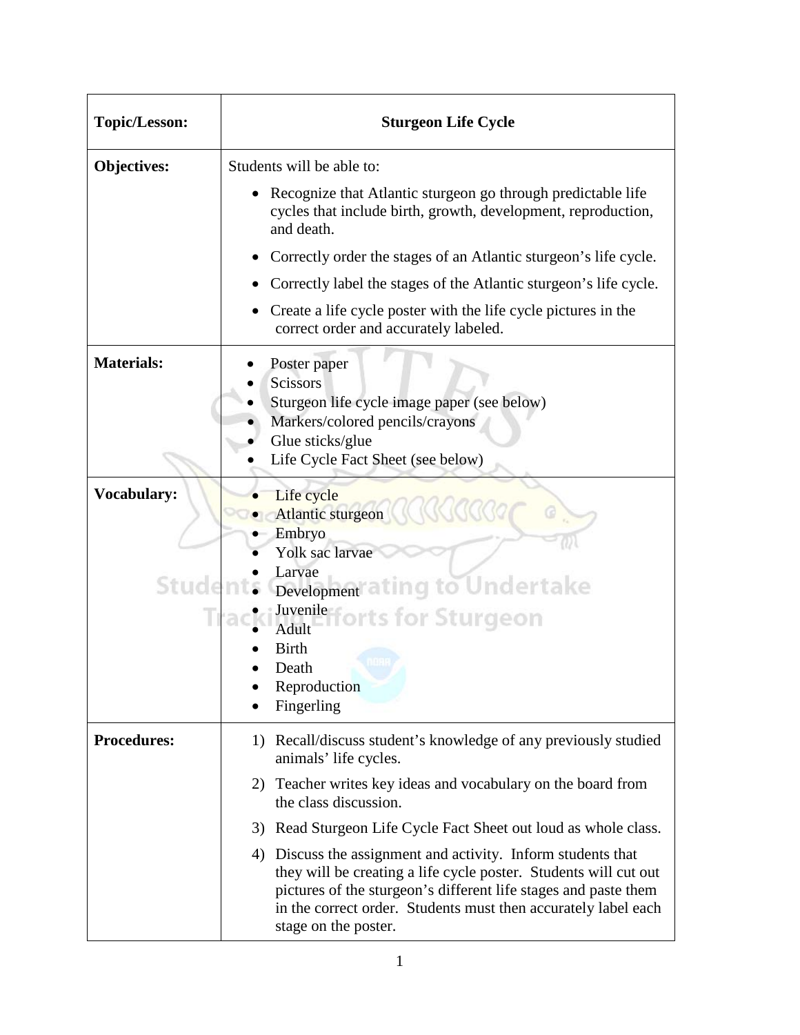| Topic/Lesson: | Sturgeon Life Cycle |
|---|---|
| **Objectives:** | Students will be able to:<br>• Recognize that Atlantic sturgeon go through predictable life cycles that include birth, growth, development, reproduction, and death.<br>• Correctly order the stages of an Atlantic sturgeon's life cycle.<br>• Correctly label the stages of the Atlantic sturgeon's life cycle.<br>• Create a life cycle poster with the life cycle pictures in the correct order and accurately labeled. |
| **Materials:** | • Poster paper<br>• Scissors<br>• Sturgeon life cycle image paper (see below)<br>• Markers/colored pencils/crayons<br>• Glue sticks/glue<br>• Life Cycle Fact Sheet (see below) |
| **Vocabulary:** | • Life cycle<br>• Atlantic sturgeon<br>• Embryo<br>• Yolk sac larvae<br>• Larvae<br>• Development<br>• Juvenile<br>• Adult<br>• Birth<br>• Death<br>• Reproduction<br>• Fingerling |
| **Procedures:** | 1) Recall/discuss student's knowledge of any previously studied animals' life cycles.<br>2) Teacher writes key ideas and vocabulary on the board from the class discussion.<br>3) Read Sturgeon Life Cycle Fact Sheet out loud as whole class.<br>4) Discuss the assignment and activity. Inform students that they will be creating a life cycle poster. Students will cut out pictures of the sturgeon's different life stages and paste them in the correct order. Students must then accurately label each stage on the poster. |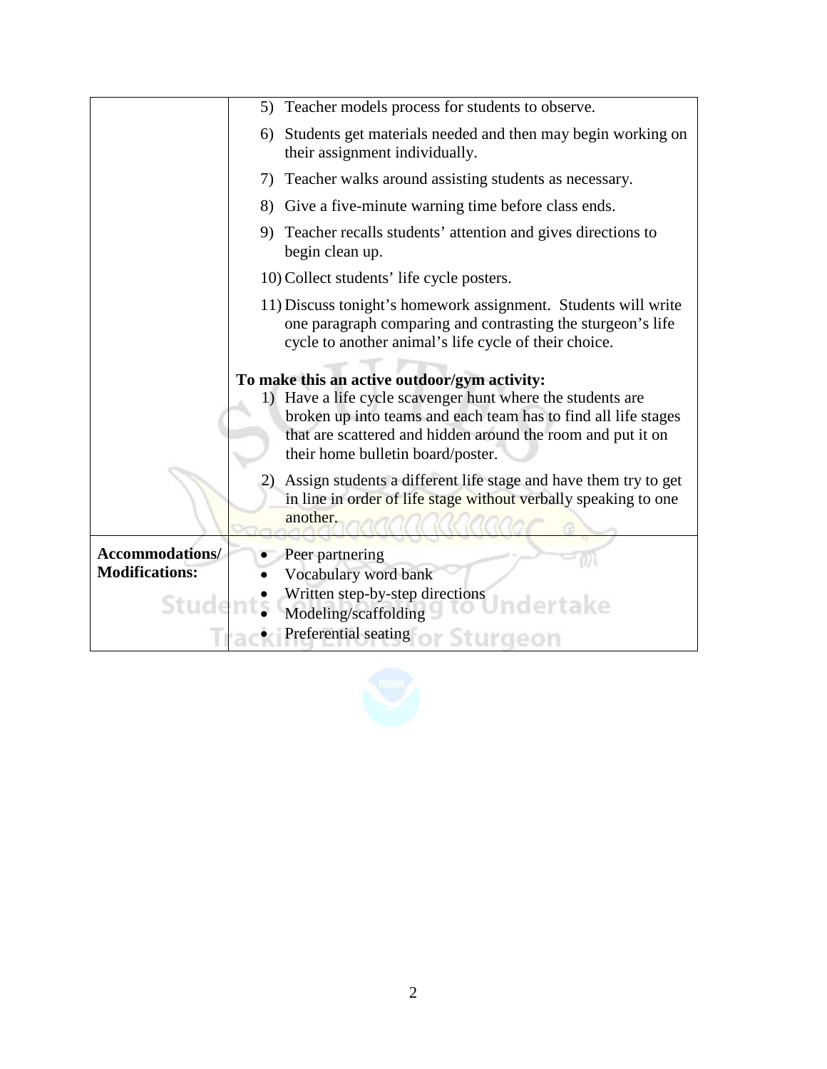| | |
|---|---|
| | 5) Teacher models process for students to observe.<br>6) Students get materials needed and then may begin working on their assignment individually.<br>7) Teacher walks around assisting students as necessary.<br>8) Give a five-minute warning time before class ends.<br>9) Teacher recalls students' attention and gives directions to begin clean up.<br>10) Collect students' life cycle posters.<br>11) Discuss tonight's homework assignment. Students will write one paragraph comparing and contrasting the sturgeon's life cycle to another animal's life cycle of their choice.<br><br>**To make this an active outdoor/gym activity:**<br>1) Have a life cycle scavenger hunt where the students are broken up into teams and each team has to find all life stages that are scattered and hidden around the room and put it on their home bulletin board/poster.<br>2) Assign students a different life stage and have them try to get in line in order of life stage without verbally speaking to one another. |
| **Accommodations/ Modifications:** | • Peer partnering<br>• Vocabulary word bank<br>• Written step-by-step directions<br>• Modeling/scaffolding<br>• Preferential seating |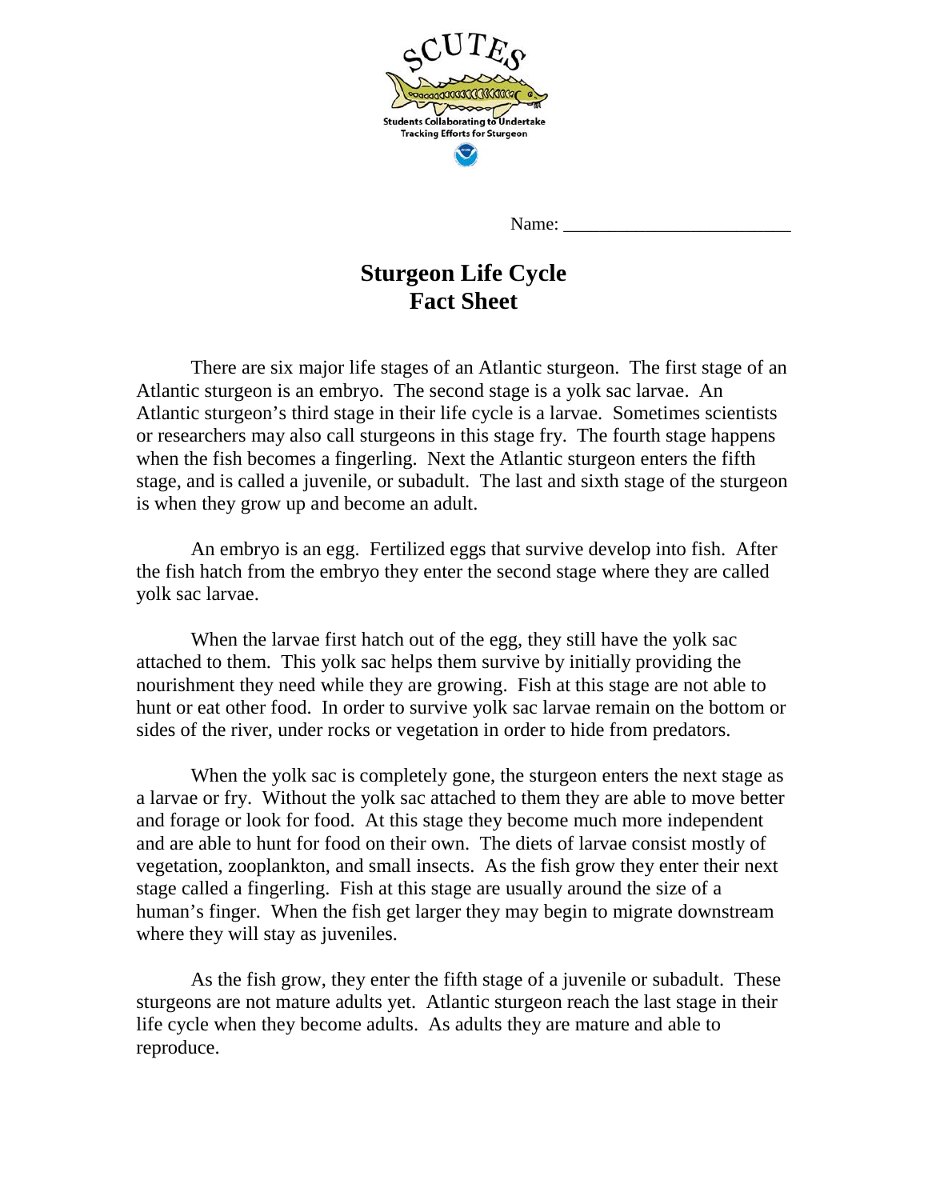SCUTES

Students Collaborating to Undertake Tracking Efforts for Sturgeon

Name: ________________________

# Sturgeon Life Cycle Fact Sheet

There are six major life stages of an Atlantic sturgeon. The first stage of an Atlantic sturgeon is an embryo. The second stage is a yolk sac larvae. An Atlantic sturgeon's third stage in their life cycle is a larvae. Sometimes scientists or researchers may also call sturgeons in this stage fry. The fourth stage happens when the fish becomes a fingerling. Next the Atlantic sturgeon enters the fifth stage, and is called a juvenile, or subadult. The last and sixth stage of the sturgeon is when they grow up and become an adult.

An embryo is an egg. Fertilized eggs that survive develop into fish. After the fish hatch from the embryo they enter the second stage where they are called yolk sac larvae.

When the larvae first hatch out of the egg, they still have the yolk sac attached to them. This yolk sac helps them survive by initially providing the nourishment they need while they are growing. Fish at this stage are not able to hunt or eat other food. In order to survive yolk sac larvae remain on the bottom or sides of the river, under rocks or vegetation in order to hide from predators.

When the yolk sac is completely gone, the sturgeon enters the next stage as a larvae or fry. Without the yolk sac attached to them they are able to move better and forage or look for food. At this stage they become much more independent and are able to hunt for food on their own. The diets of larvae consist mostly of vegetation, zooplankton, and small insects. As the fish grow they enter their next stage called a fingerling. Fish at this stage are usually around the size of a human's finger. When the fish get larger they may begin to migrate downstream where they will stay as juveniles.

As the fish grow, they enter the fifth stage of a juvenile or subadult. These sturgeons are not mature adults yet. Atlantic sturgeon reach the last stage in their life cycle when they become adults. As adults they are mature and able to reproduce.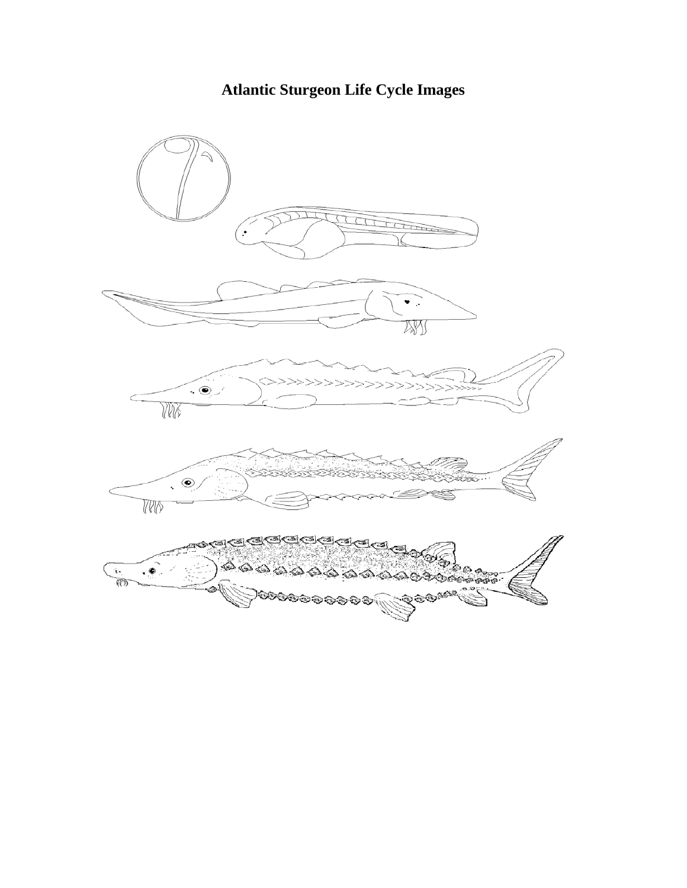# Atlantic Sturgeon Life Cycle Images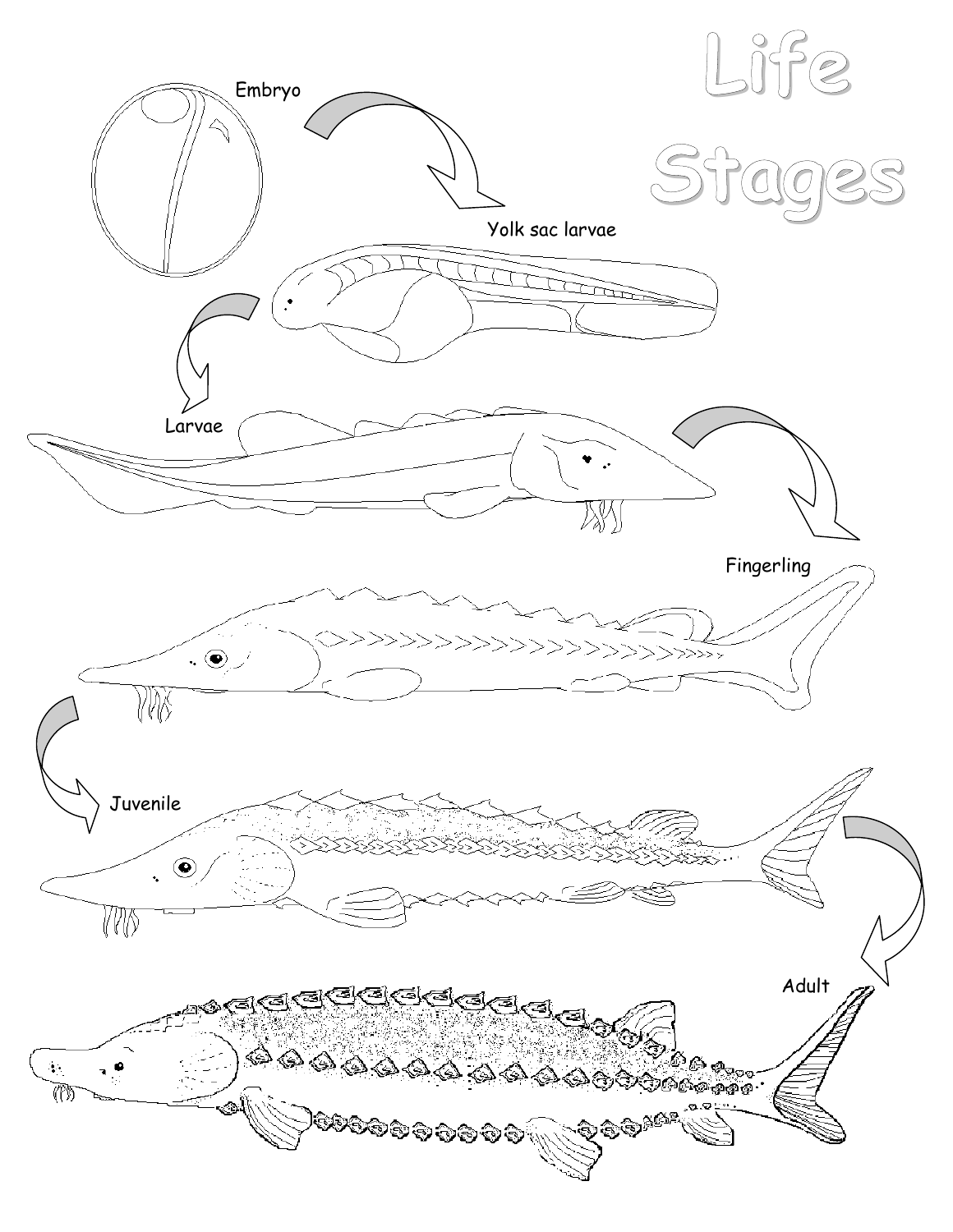# Life Stages

Embryo

Yolk sac larvae

Larvae

Fingerling

Juvenile

Adult